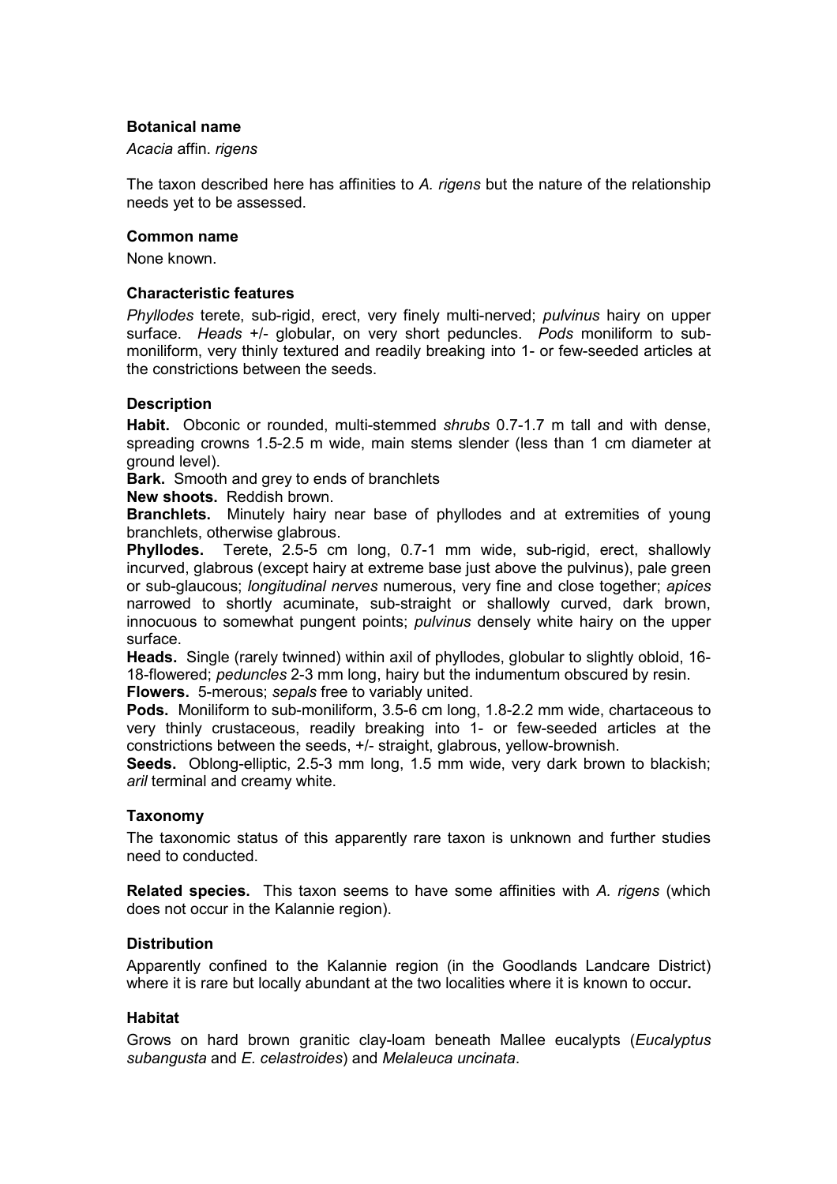## Botanical name

*Acacia* affin. *rigens*

The taxon described here has affinities to *A. rigens* but the nature of the relationship needs yet to be assessed.

## Common name

None known.

## Characteristic features

*Phyllodes* terete, sub-rigid, erect, very finely multi-nerved; *pulvinus* hairy on upper surface. *Heads* +/- globular, on very short peduncles. *Pods* moniliform to sub-moniliform, very thinly textured and readily breaking into 1- or few-seeded articles at the constrictions between the seeds.

## Description

**Habit.** Obconic or rounded, multi-stemmed *shrubs* 0.7-1.7 m tall and with dense, spreading crowns 1.5-2.5 m wide, main stems slender (less than 1 cm diameter at ground level).

**Bark.** Smooth and grey to ends of branchlets

**New shoots.** Reddish brown.

**Branchlets.** Minutely hairy near base of phyllodes and at extremities of young branchlets, otherwise glabrous.

**Phyllodes.** Terete, 2.5-5 cm long, 0.7-1 mm wide, sub-rigid, erect, shallowly incurved, glabrous (except hairy at extreme base just above the pulvinus), pale green or sub-glaucous; *longitudinal nerves* numerous, very fine and close together; *apices* narrowed to shortly acuminate, sub-straight or shallowly curved, dark brown, innocuous to somewhat pungent points; *pulvinus* densely white hairy on the upper surface.

**Heads.** Single (rarely twinned) within axil of phyllodes, globular to slightly obloid, 16-18-flowered; *peduncles* 2-3 mm long, hairy but the indumentum obscured by resin.

**Flowers.** 5-merous; *sepals* free to variably united.

**Pods.** Moniliform to sub-moniliform, 3.5-6 cm long, 1.8-2.2 mm wide, chartaceous to very thinly crustaceous, readily breaking into 1- or few-seeded articles at the constrictions between the seeds, +/- straight, glabrous, yellow-brownish.

**Seeds.** Oblong-elliptic, 2.5-3 mm long, 1.5 mm wide, very dark brown to blackish; *aril* terminal and creamy white.

## Taxonomy

The taxonomic status of this apparently rare taxon is unknown and further studies need to conducted.

**Related species.** This taxon seems to have some affinities with *A. rigens* (which does not occur in the Kalannie region).

## Distribution

Apparently confined to the Kalannie region (in the Goodlands Landcare District) where it is rare but locally abundant at the two localities where it is known to occur**.**

## Habitat

Grows on hard brown granitic clay-loam beneath Mallee eucalypts (*Eucalyptus subangusta* and *E. celastroides*) and *Melaleuca uncinata*.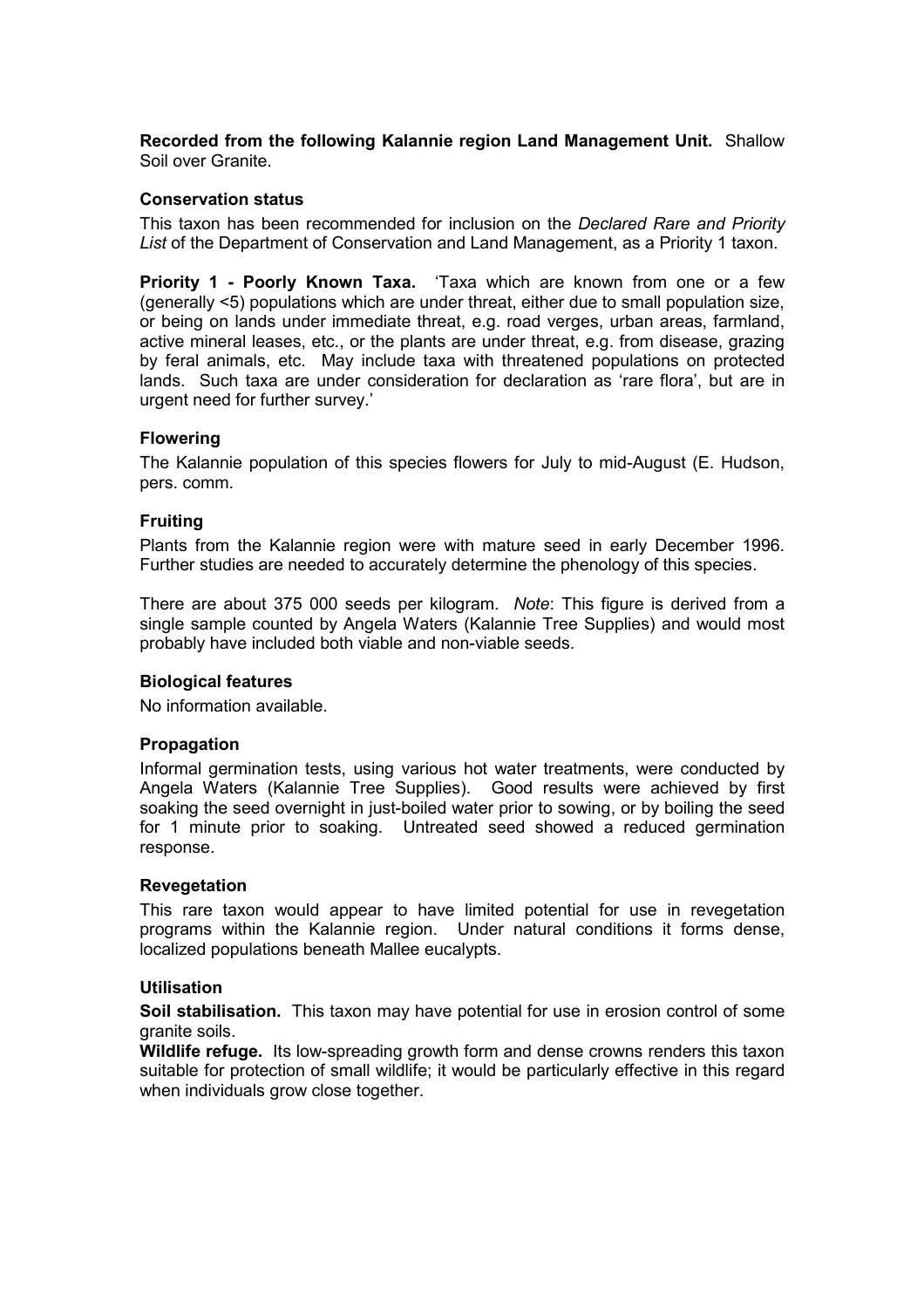**Recorded from the following Kalannie region Land Management Unit.** Shallow Soil over Granite.

### Conservation status

This taxon has been recommended for inclusion on the *Declared Rare and Priority List* of the Department of Conservation and Land Management, as a Priority 1 taxon.

**Priority 1 - Poorly Known Taxa.** 'Taxa which are known from one or a few (generally <5) populations which are under threat, either due to small population size, or being on lands under immediate threat, e.g. road verges, urban areas, farmland, active mineral leases, etc., or the plants are under threat, e.g. from disease, grazing by feral animals, etc. May include taxa with threatened populations on protected lands. Such taxa are under consideration for declaration as 'rare flora', but are in urgent need for further survey.'

### Flowering

The Kalannie population of this species flowers for July to mid-August (E. Hudson, pers. comm.

### Fruiting

Plants from the Kalannie region were with mature seed in early December 1996. Further studies are needed to accurately determine the phenology of this species.

There are about 375 000 seeds per kilogram. *Note*: This figure is derived from a single sample counted by Angela Waters (Kalannie Tree Supplies) and would most probably have included both viable and non-viable seeds.

### Biological features

No information available.

### Propagation

Informal germination tests, using various hot water treatments, were conducted by Angela Waters (Kalannie Tree Supplies). Good results were achieved by first soaking the seed overnight in just-boiled water prior to sowing, or by boiling the seed for 1 minute prior to soaking. Untreated seed showed a reduced germination response.

### Revegetation

This rare taxon would appear to have limited potential for use in revegetation programs within the Kalannie region. Under natural conditions it forms dense, localized populations beneath Mallee eucalypts.

### Utilisation

**Soil stabilisation.** This taxon may have potential for use in erosion control of some granite soils.

**Wildlife refuge.** Its low-spreading growth form and dense crowns renders this taxon suitable for protection of small wildlife; it would be particularly effective in this regard when individuals grow close together.